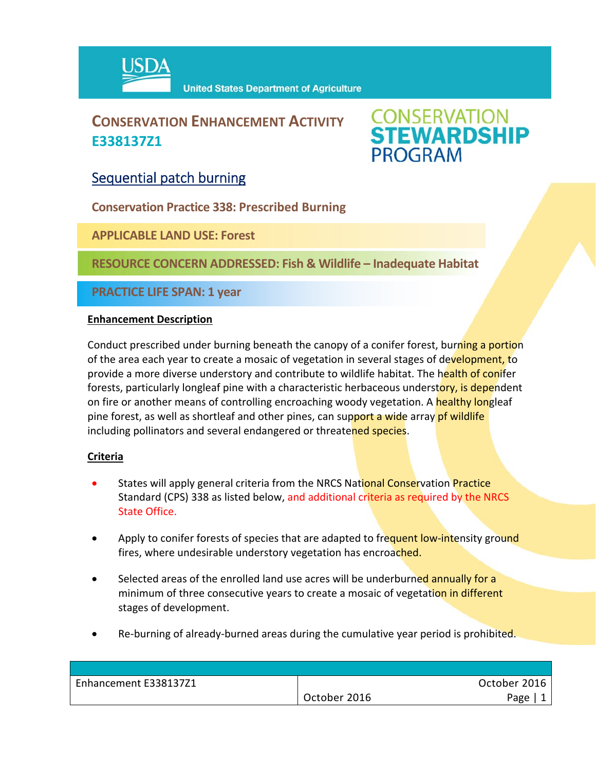USDA United States Department of Agriculture

# CONSERVATION ENHANCEMENT ACTIVITY E338137Z1

CONSERVATION STEWARDSHIP PROGRAM

## Sequential patch burning

**Conservation Practice 338: Prescribed Burning**

**APPLICABLE LAND USE: Forest**

**RESOURCE CONCERN ADDRESSED: Fish & Wildlife – Inadequate Habitat**

**PRACTICE LIFE SPAN: 1 year**

**Enhancement Description**

Conduct prescribed under burning beneath the canopy of a conifer forest, burning a portion of the area each year to create a mosaic of vegetation in several stages of development, to provide a more diverse understory and contribute to wildlife habitat. The health of conifer forests, particularly longleaf pine with a characteristic herbaceous understory, is dependent on fire or another means of controlling encroaching woody vegetation. A healthy longleaf pine forest, as well as shortleaf and other pines, can support a wide array pf wildlife including pollinators and several endangered or threatened species.

**Criteria**

- States will apply general criteria from the NRCS National Conservation Practice Standard (CPS) 338 as listed below, and additional criteria as required by the NRCS State Office.
- Apply to conifer forests of species that are adapted to frequent low-intensity ground fires, where undesirable understory vegetation has encroached.
- Selected areas of the enrolled land use acres will be underburned annually for a minimum of three consecutive years to create a mosaic of vegetation in different stages of development.
- Re-burning of already-burned areas during the cumulative year period is prohibited.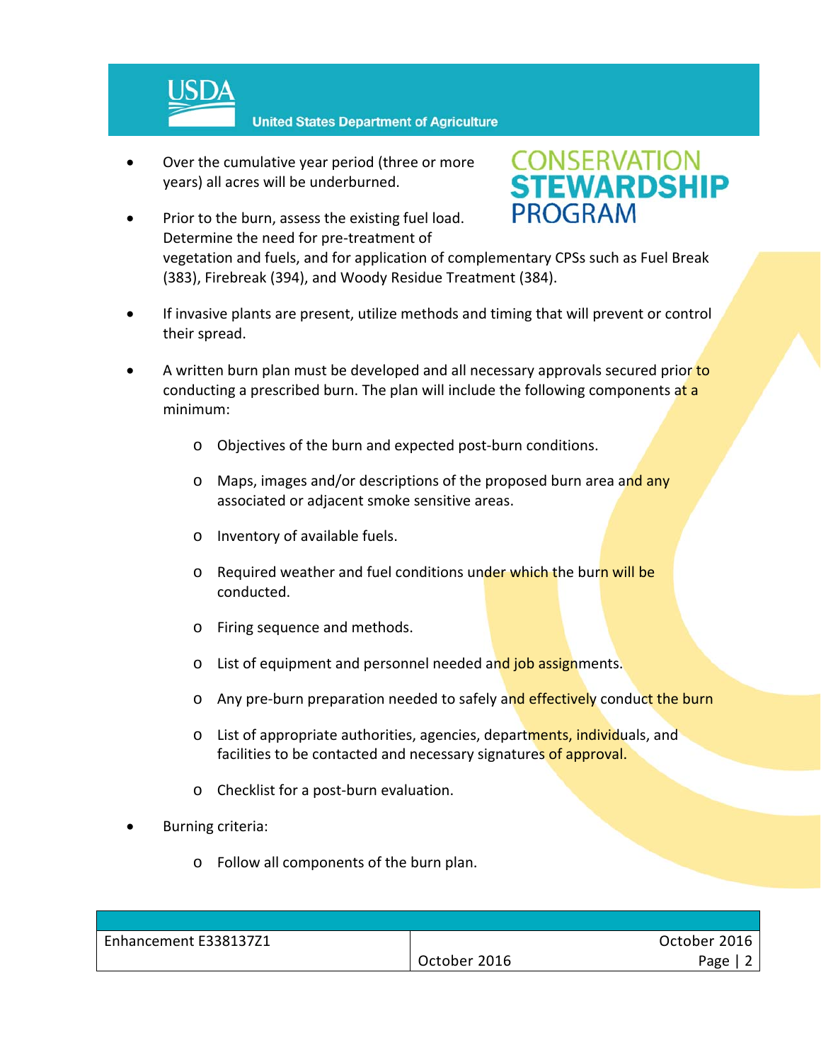- Over the cumulative year period (three or more years) all acres will be underburned.
- Prior to the burn, assess the existing fuel load. Determine the need for pre-treatment of vegetation and fuels, and for application of complementary CPSs such as Fuel Break (383), Firebreak (394), and Woody Residue Treatment (384).
- If invasive plants are present, utilize methods and timing that will prevent or control their spread.
- A written burn plan must be developed and all necessary approvals secured prior to conducting a prescribed burn. The plan will include the following components at a minimum:
  - Objectives of the burn and expected post-burn conditions.
  - Maps, images and/or descriptions of the proposed burn area and any associated or adjacent smoke sensitive areas.
  - Inventory of available fuels.
  - Required weather and fuel conditions under which the burn will be conducted.
  - Firing sequence and methods.
  - List of equipment and personnel needed and job assignments.
  - Any pre-burn preparation needed to safely and effectively conduct the burn
  - List of appropriate authorities, agencies, departments, individuals, and facilities to be contacted and necessary signatures of approval.
  - Checklist for a post-burn evaluation.
- Burning criteria:
  - Follow all components of the burn plan.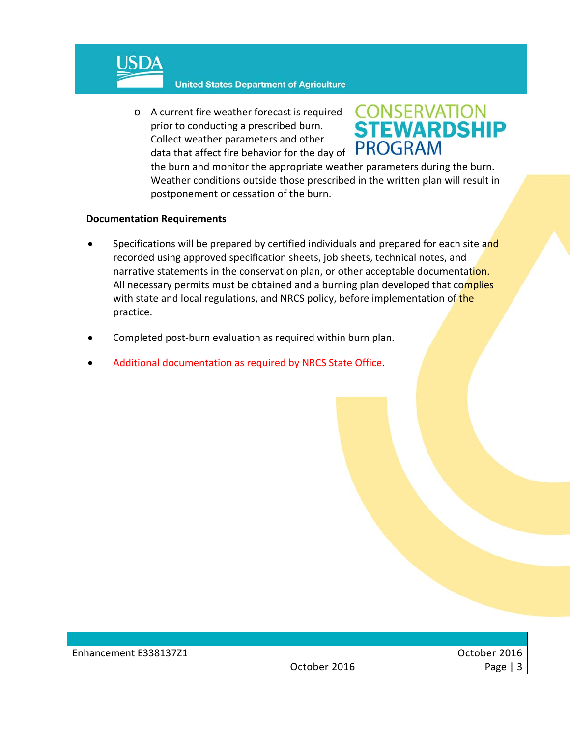- A current fire weather forecast is required prior to conducting a prescribed burn. Collect weather parameters and other data that affect fire behavior for the day of the burn and monitor the appropriate weather parameters during the burn. Weather conditions outside those prescribed in the written plan will result in postponement or cessation of the burn.

**Documentation Requirements**

- Specifications will be prepared by certified individuals and prepared for each site and recorded using approved specification sheets, job sheets, technical notes, and narrative statements in the conservation plan, or other acceptable documentation. All necessary permits must be obtained and a burning plan developed that complies with state and local regulations, and NRCS policy, before implementation of the practice.

- Completed post-burn evaluation as required within burn plan.

- Additional documentation as required by NRCS State Office.